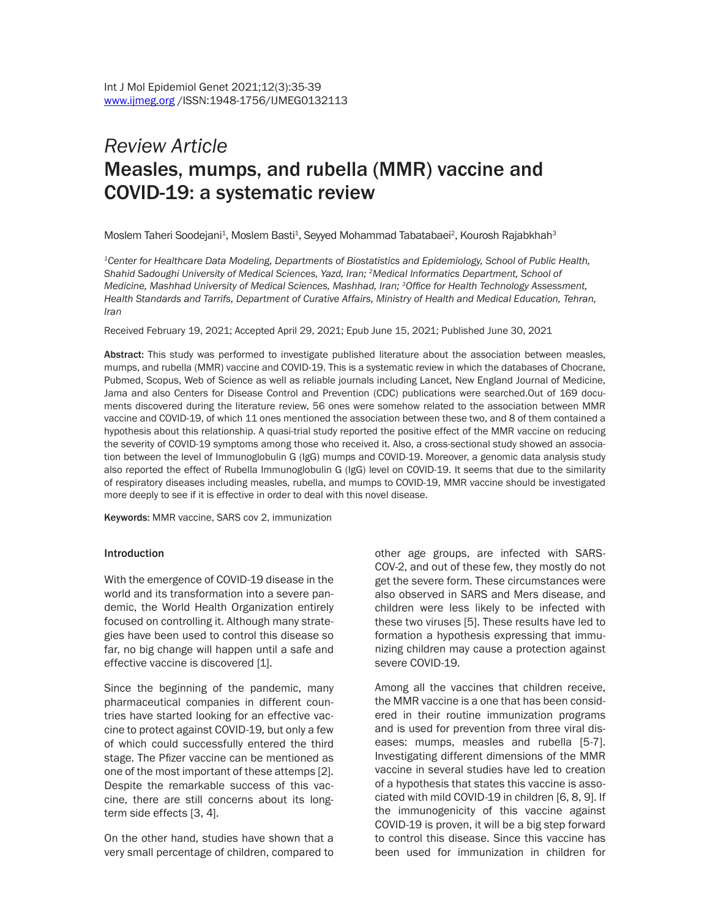*Review Article*

# Measles, mumps, and rubella (MMR) vaccine and COVID-19: a systematic review

Moslem Taheri Soodejani[1], Moslem Basti[1], Seyyed Mohammad Tabatabaei[2], Kourosh Rajabkhah[3]

[1]*Center for Healthcare Data Modeling, Departments of Biostatistics and Epidemiology, School of Public Health, Shahid Sadoughi University of Medical Sciences, Yazd, Iran;* [2]*Medical Informatics Department, School of Medicine, Mashhad University of Medical Sciences, Mashhad, Iran;* [3]*Office for Health Technology Assessment, Health Standards and Tarrifs, Department of Curative Affairs, Ministry of Health and Medical Education, Tehran, Iran*

Received February 19, 2021; Accepted April 29, 2021; Epub June 15, 2021; Published June 30, 2021

**Abstract:** This study was performed to investigate published literature about the association between measles, mumps, and rubella (MMR) vaccine and COVID-19. This is a systematic review in which the databases of Chocrane, Pubmed, Scopus, Web of Science as well as reliable journals including Lancet, New England Journal of Medicine, Jama and also Centers for Disease Control and Prevention (CDC) publications were searched.Out of 169 documents discovered during the literature review, 56 ones were somehow related to the association between MMR vaccine and COVID-19, of which 11 ones mentioned the association between these two, and 8 of them contained a hypothesis about this relationship. A quasi-trial study reported the positive effect of the MMR vaccine on reducing the severity of COVID-19 symptoms among those who received it. Also, a cross-sectional study showed an association between the level of Immunoglobulin G (IgG) mumps and COVID-19. Moreover, a genomic data analysis study also reported the effect of Rubella Immunoglobulin G (IgG) level on COVID-19. It seems that due to the similarity of respiratory diseases including measles, rubella, and mumps to COVID-19, MMR vaccine should be investigated more deeply to see if it is effective in order to deal with this novel disease.

**Keywords:** MMR vaccine, SARS cov 2, immunization

## Introduction

With the emergence of COVID-19 disease in the world and its transformation into a severe pandemic, the World Health Organization entirely focused on controlling it. Although many strategies have been used to control this disease so far, no big change will happen until a safe and effective vaccine is discovered [1].

Since the beginning of the pandemic, many pharmaceutical companies in different countries have started looking for an effective vaccine to protect against COVID-19, but only a few of which could successfully entered the third stage. The Pfizer vaccine can be mentioned as one of the most important of these attemps [2]. Despite the remarkable success of this vaccine, there are still concerns about its long-term side effects [3, 4].

On the other hand, studies have shown that a very small percentage of children, compared to other age groups, are infected with SARS-COV-2, and out of these few, they mostly do not get the severe form. These circumstances were also observed in SARS and Mers disease, and children were less likely to be infected with these two viruses [5]. These results have led to formation a hypothesis expressing that immunizing children may cause a protection against severe COVID-19.

Among all the vaccines that children receive, the MMR vaccine is a one that has been considered in their routine immunization programs and is used for prevention from three viral diseases: mumps, measles and rubella [5-7]. Investigating different dimensions of the MMR vaccine in several studies have led to creation of a hypothesis that states this vaccine is associated with mild COVID-19 in children [6, 8, 9]. If the immunogenicity of this vaccine against COVID-19 is proven, it will be a big step forward to control this disease. Since this vaccine has been used for immunization in children for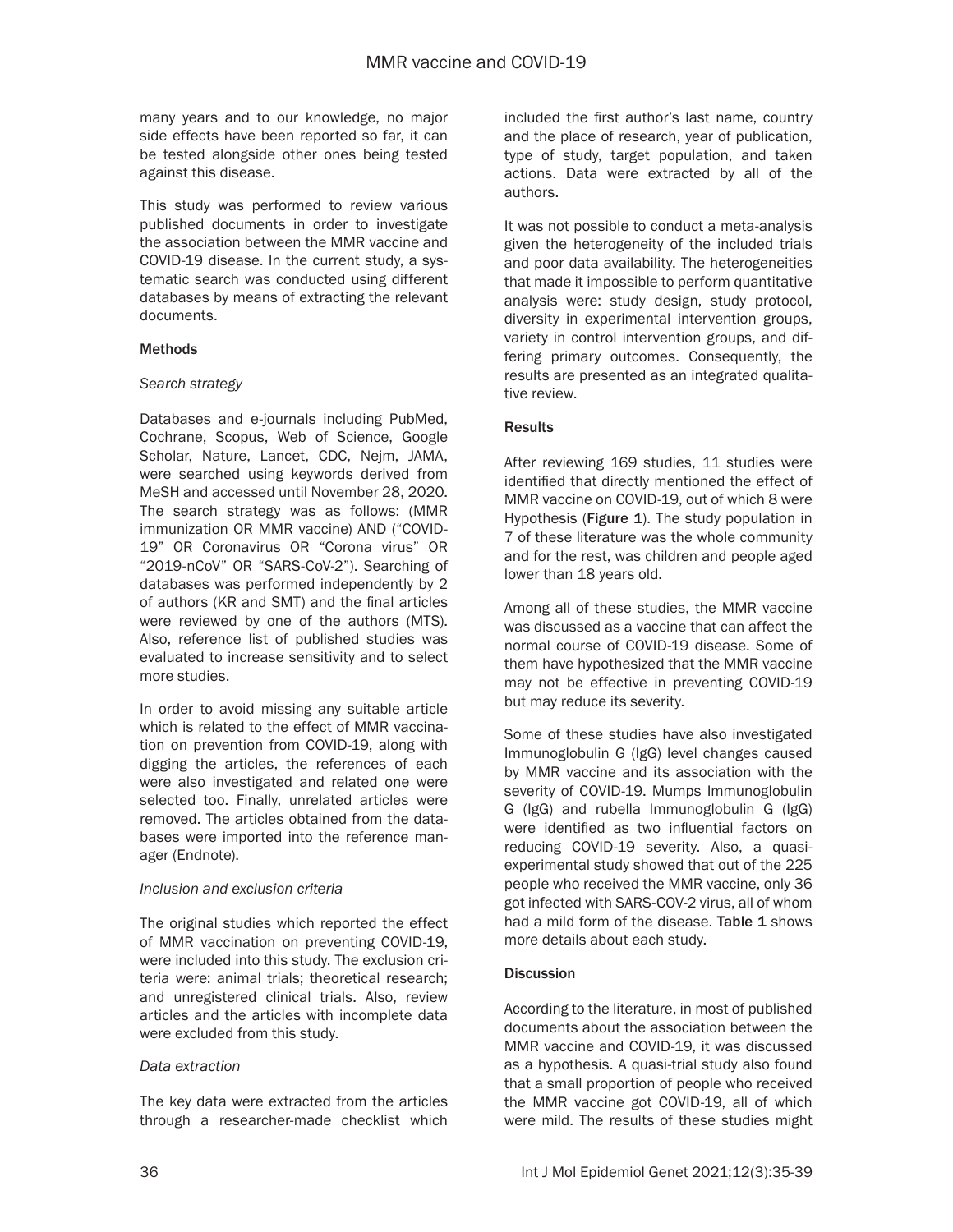many years and to our knowledge, no major side effects have been reported so far, it can be tested alongside other ones being tested against this disease.

This study was performed to review various published documents in order to investigate the association between the MMR vaccine and COVID-19 disease. In the current study, a systematic search was conducted using different databases by means of extracting the relevant documents.

## Methods

### *Search strategy*

Databases and e-journals including PubMed, Cochrane, Scopus, Web of Science, Google Scholar, Nature, Lancet, CDC, Nejm, JAMA, were searched using keywords derived from MeSH and accessed until November 28, 2020. The search strategy was as follows: (MMR immunization OR MMR vaccine) AND ("COVID-19" OR Coronavirus OR "Corona virus" OR "2019-nCoV" OR "SARS-CoV-2"). Searching of databases was performed independently by 2 of authors (KR and SMT) and the final articles were reviewed by one of the authors (MTS). Also, reference list of published studies was evaluated to increase sensitivity and to select more studies.

In order to avoid missing any suitable article which is related to the effect of MMR vaccination on prevention from COVID-19, along with digging the articles, the references of each were also investigated and related one were selected too. Finally, unrelated articles were removed. The articles obtained from the databases were imported into the reference manager (Endnote).

### *Inclusion and exclusion criteria*

The original studies which reported the effect of MMR vaccination on preventing COVID-19, were included into this study. The exclusion criteria were: animal trials; theoretical research; and unregistered clinical trials. Also, review articles and the articles with incomplete data were excluded from this study.

### *Data extraction*

The key data were extracted from the articles through a researcher-made checklist which included the first author's last name, country and the place of research, year of publication, type of study, target population, and taken actions. Data were extracted by all of the authors.

It was not possible to conduct a meta-analysis given the heterogeneity of the included trials and poor data availability. The heterogeneities that made it impossible to perform quantitative analysis were: study design, study protocol, diversity in experimental intervention groups, variety in control intervention groups, and differing primary outcomes. Consequently, the results are presented as an integrated qualitative review.

## Results

After reviewing 169 studies, 11 studies were identified that directly mentioned the effect of MMR vaccine on COVID-19, out of which 8 were Hypothesis (**Figure 1**). The study population in 7 of these literature was the whole community and for the rest, was children and people aged lower than 18 years old.

Among all of these studies, the MMR vaccine was discussed as a vaccine that can affect the normal course of COVID-19 disease. Some of them have hypothesized that the MMR vaccine may not be effective in preventing COVID-19 but may reduce its severity.

Some of these studies have also investigated Immunoglobulin G (IgG) level changes caused by MMR vaccine and its association with the severity of COVID-19. Mumps Immunoglobulin G (IgG) and rubella Immunoglobulin G (IgG) were identified as two influential factors on reducing COVID-19 severity. Also, a quasi-experimental study showed that out of the 225 people who received the MMR vaccine, only 36 got infected with SARS-COV-2 virus, all of whom had a mild form of the disease. **Table 1** shows more details about each study.

## Discussion

According to the literature, in most of published documents about the association between the MMR vaccine and COVID-19, it was discussed as a hypothesis. A quasi-trial study also found that a small proportion of people who received the MMR vaccine got COVID-19, all of which were mild. The results of these studies might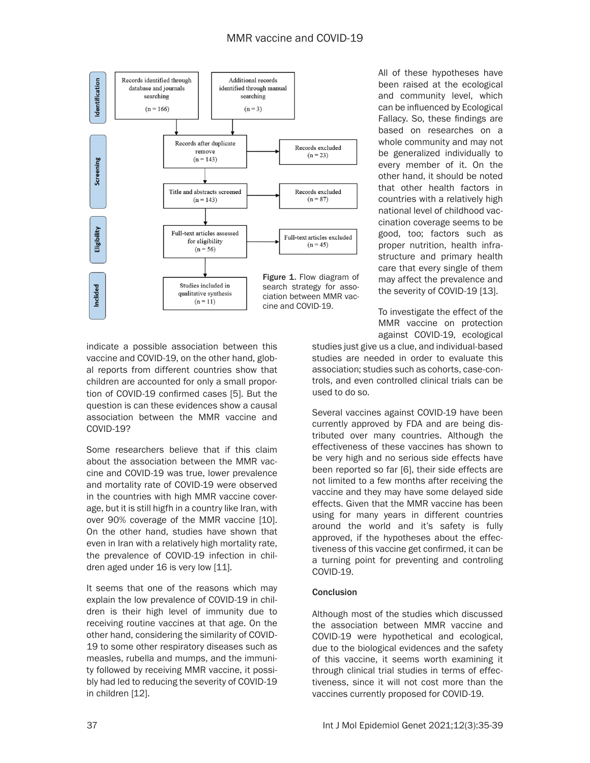Figure 1. Flow diagram of search strategy for association between MMR vaccine and COVID-19.

All of these hypotheses have been raised at the ecological and community level, which can be influenced by Ecological Fallacy. So, these findings are based on researches on a whole community and may not be generalized individually to every member of it. On the other hand, it should be noted that other health factors in countries with a relatively high national level of childhood vaccination coverage seems to be good, too; factors such as proper nutrition, health infrastructure and primary health care that every single of them may affect the prevalence and the severity of COVID-19 [13].

To investigate the effect of the MMR vaccine on protection against COVID-19, ecological studies just give us a clue, and individual-based studies are needed in order to evaluate this association; studies such as cohorts, case-controls, and even controlled clinical trials can be used to do so.

indicate a possible association between this vaccine and COVID-19, on the other hand, global reports from different countries show that children are accounted for only a small proportion of COVID-19 confirmed cases [5]. But the question is can these evidences show a causal association between the MMR vaccine and COVID-19?

Some researchers believe that if this claim about the association between the MMR vaccine and COVID-19 was true, lower prevalence and mortality rate of COVID-19 were observed in the countries with high MMR vaccine coverage, but it is still higfh in a country like Iran, with over 90% coverage of the MMR vaccine [10]. On the other hand, studies have shown that even in Iran with a relatively high mortality rate, the prevalence of COVID-19 infection in children aged under 16 is very low [11].

It seems that one of the reasons which may explain the low prevalence of COVID-19 in children is their high level of immunity due to receiving routine vaccines at that age. On the other hand, considering the similarity of COVID-19 to some other respiratory diseases such as measles, rubella and mumps, and the immunity followed by receiving MMR vaccine, it possibly had led to reducing the severity of COVID-19 in children [12].

Several vaccines against COVID-19 have been currently approved by FDA and are being distributed over many countries. Although the effectiveness of these vaccines has shown to be very high and no serious side effects have been reported so far [6], their side effects are not limited to a few months after receiving the vaccine and they may have some delayed side effects. Given that the MMR vaccine has been using for many years in different countries around the world and it's safety is fully approved, if the hypotheses about the effectiveness of this vaccine get confirmed, it can be a turning point for preventing and controling COVID-19.

## Conclusion

Although most of the studies which discussed the association between MMR vaccine and COVID-19 were hypothetical and ecological, due to the biological evidences and the safety of this vaccine, it seems worth examining it through clinical trial studies in terms of effectiveness, since it will not cost more than the vaccines currently proposed for COVID-19.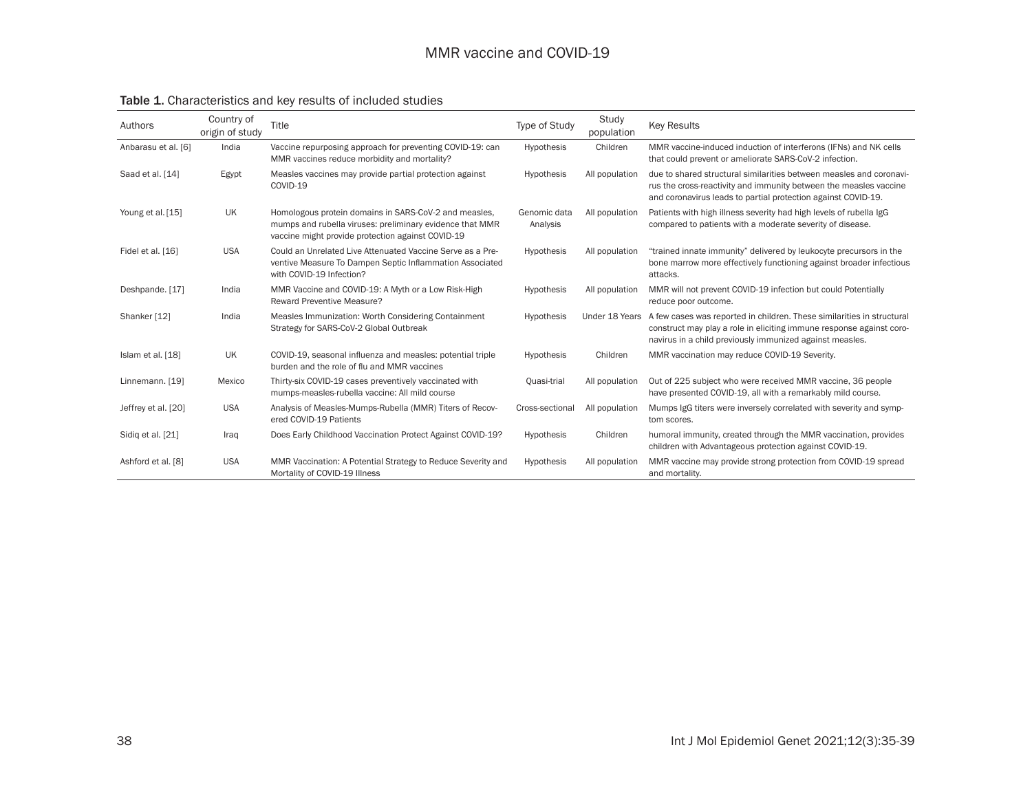**Table 1.** Characteristics and key results of included studies

| Authors | Country of origin of study | Title | Type of Study | Study population | Key Results |
|---|---|---|---|---|---|
| Anbarasu et al. [6] | India | Vaccine repurposing approach for preventing COVID-19: can MMR vaccines reduce morbidity and mortality? | Hypothesis | Children | MMR vaccine-induced induction of interferons (IFNs) and NK cells that could prevent or ameliorate SARS-CoV-2 infection. |
| Saad et al. [14] | Egypt | Measles vaccines may provide partial protection against COVID-19 | Hypothesis | All population | due to shared structural similarities between measles and coronavirus the cross-reactivity and immunity between the measles vaccine and coronavirus leads to partial protection against COVID-19. |
| Young et al. [15] | UK | Homologous protein domains in SARS-CoV-2 and measles, mumps and rubella viruses: preliminary evidence that MMR vaccine might provide protection against COVID-19 | Genomic data Analysis | All population | Patients with high illness severity had high levels of rubella IgG compared to patients with a moderate severity of disease. |
| Fidel et al. [16] | USA | Could an Unrelated Live Attenuated Vaccine Serve as a Preventive Measure To Dampen Septic Inflammation Associated with COVID-19 Infection? | Hypothesis | All population | "trained innate immunity" delivered by leukocyte precursors in the bone marrow more effectively functioning against broader infectious attacks. |
| Deshpande. [17] | India | MMR Vaccine and COVID-19: A Myth or a Low Risk-High Reward Preventive Measure? | Hypothesis | All population | MMR will not prevent COVID-19 infection but could Potentially reduce poor outcome. |
| Shanker [12] | India | Measles Immunization: Worth Considering Containment Strategy for SARS-CoV-2 Global Outbreak | Hypothesis | Under 18 Years | A few cases was reported in children. These similarities in structural construct may play a role in eliciting immune response against coronavirus in a child previously immunized against measles. |
| Islam et al. [18] | UK | COVID-19, seasonal influenza and measles: potential triple burden and the role of flu and MMR vaccines | Hypothesis | Children | MMR vaccination may reduce COVID-19 Severity. |
| Linnemann. [19] | Mexico | Thirty-six COVID-19 cases preventively vaccinated with mumps-measles-rubella vaccine: All mild course | Quasi-trial | All population | Out of 225 subject who were received MMR vaccine, 36 people have presented COVID-19, all with a remarkably mild course. |
| Jeffrey et al. [20] | USA | Analysis of Measles-Mumps-Rubella (MMR) Titers of Recovered COVID-19 Patients | Cross-sectional | All population | Mumps IgG titers were inversely correlated with severity and symptom scores. |
| Sidiq et al. [21] | Iraq | Does Early Childhood Vaccination Protect Against COVID-19? | Hypothesis | Children | humoral immunity, created through the MMR vaccination, provides children with Advantageous protection against COVID-19. |
| Ashford et al. [8] | USA | MMR Vaccination: A Potential Strategy to Reduce Severity and Mortality of COVID-19 Illness | Hypothesis | All population | MMR vaccine may provide strong protection from COVID-19 spread and mortality. |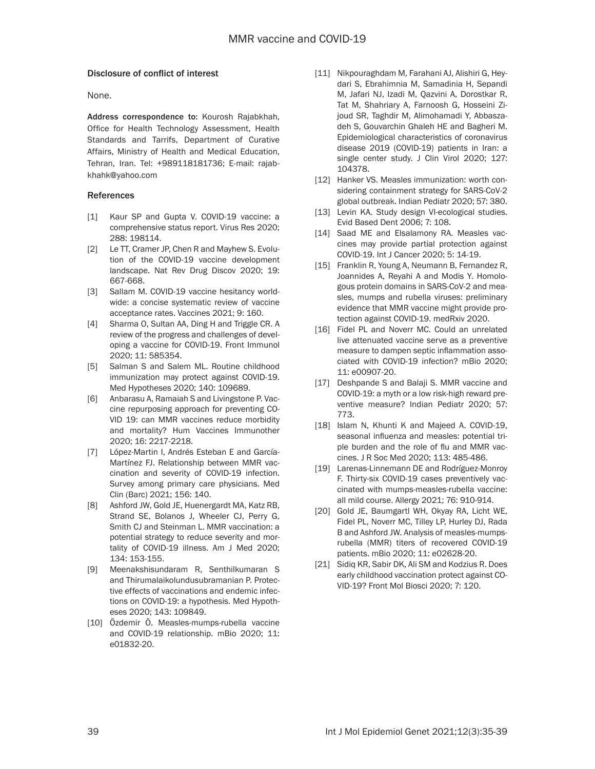### Disclosure of conflict of interest

None.

**Address correspondence to:** Kourosh Rajabkhah, Office for Health Technology Assessment, Health Standards and Tarrifs, Department of Curative Affairs, Ministry of Health and Medical Education, Tehran, Iran. Tel: +989118181736; E-mail: rajabkhahk@yahoo.com

### References

[1] Kaur SP and Gupta V. COVID-19 vaccine: a comprehensive status report. Virus Res 2020; 288: 198114.

[2] Le TT, Cramer JP, Chen R and Mayhew S. Evolution of the COVID-19 vaccine development landscape. Nat Rev Drug Discov 2020; 19: 667-668.

[3] Sallam M. COVID-19 vaccine hesitancy worldwide: a concise systematic review of vaccine acceptance rates. Vaccines 2021; 9: 160.

[4] Sharma O, Sultan AA, Ding H and Triggle CR. A review of the progress and challenges of developing a vaccine for COVID-19. Front Immunol 2020; 11: 585354.

[5] Salman S and Salem ML. Routine childhood immunization may protect against COVID-19. Med Hypotheses 2020; 140: 109689.

[6] Anbarasu A, Ramaiah S and Livingstone P. Vaccine repurposing approach for preventing COVID 19: can MMR vaccines reduce morbidity and mortality? Hum Vaccines Immunother 2020; 16: 2217-2218.

[7] López-Martin I, Andrés Esteban E and García-Martínez FJ. Relationship between MMR vaccination and severity of COVID-19 infection. Survey among primary care physicians. Med Clin (Barc) 2021; 156: 140.

[8] Ashford JW, Gold JE, Huenergardt MA, Katz RB, Strand SE, Bolanos J, Wheeler CJ, Perry G, Smith CJ and Steinman L. MMR vaccination: a potential strategy to reduce severity and mortality of COVID-19 illness. Am J Med 2020; 134: 153-155.

[9] Meenakshisundaram R, Senthilkumaran S and Thirumalaikolundusubramanian P. Protective effects of vaccinations and endemic infections on COVID-19: a hypothesis. Med Hypotheses 2020; 143: 109849.

[10] Özdemir Ö. Measles-mumps-rubella vaccine and COVID-19 relationship. mBio 2020; 11: e01832-20.

[11] Nikpouraghdam M, Farahani AJ, Alishiri G, Heydari S, Ebrahimnia M, Samadinia H, Sepandi M, Jafari NJ, Izadi M, Qazvini A, Dorostkar R, Tat M, Shahriary A, Farnoosh G, Hosseini Zijoud SR, Taghdir M, Alimohamadi Y, Abbaszadeh S, Gouvarchin Ghaleh HE and Bagheri M. Epidemiological characteristics of coronavirus disease 2019 (COVID-19) patients in Iran: a single center study. J Clin Virol 2020; 127: 104378.

[12] Hanker VS. Measles immunization: worth considering containment strategy for SARS-CoV-2 global outbreak. Indian Pediatr 2020; 57: 380.

[13] Levin KA. Study design VI-ecological studies. Evid Based Dent 2006; 7: 108.

[14] Saad ME and Elsalamony RA. Measles vaccines may provide partial protection against COVID-19. Int J Cancer 2020; 5: 14-19.

[15] Franklin R, Young A, Neumann B, Fernandez R, Joannides A, Reyahi A and Modis Y. Homologous protein domains in SARS-CoV-2 and measles, mumps and rubella viruses: preliminary evidence that MMR vaccine might provide protection against COVID-19. medRxiv 2020.

[16] Fidel PL and Noverr MC. Could an unrelated live attenuated vaccine serve as a preventive measure to dampen septic inflammation associated with COVID-19 infection? mBio 2020; 11: e00907-20.

[17] Deshpande S and Balaji S. MMR vaccine and COVID-19: a myth or a low risk-high reward preventive measure? Indian Pediatr 2020; 57: 773.

[18] Islam N, Khunti K and Majeed A. COVID-19, seasonal influenza and measles: potential triple burden and the role of flu and MMR vaccines. J R Soc Med 2020; 113: 485-486.

[19] Larenas-Linnemann DE and Rodríguez-Monroy F. Thirty-six COVID-19 cases preventively vaccinated with mumps-measles-rubella vaccine: all mild course. Allergy 2021; 76: 910-914.

[20] Gold JE, Baumgartl WH, Okyay RA, Licht WE, Fidel PL, Noverr MC, Tilley LP, Hurley DJ, Rada B and Ashford JW. Analysis of measles-mumps-rubella (MMR) titers of recovered COVID-19 patients. mBio 2020; 11: e02628-20.

[21] Sidiq KR, Sabir DK, Ali SM and Kodzius R. Does early childhood vaccination protect against COVID-19? Front Mol Biosci 2020; 7: 120.